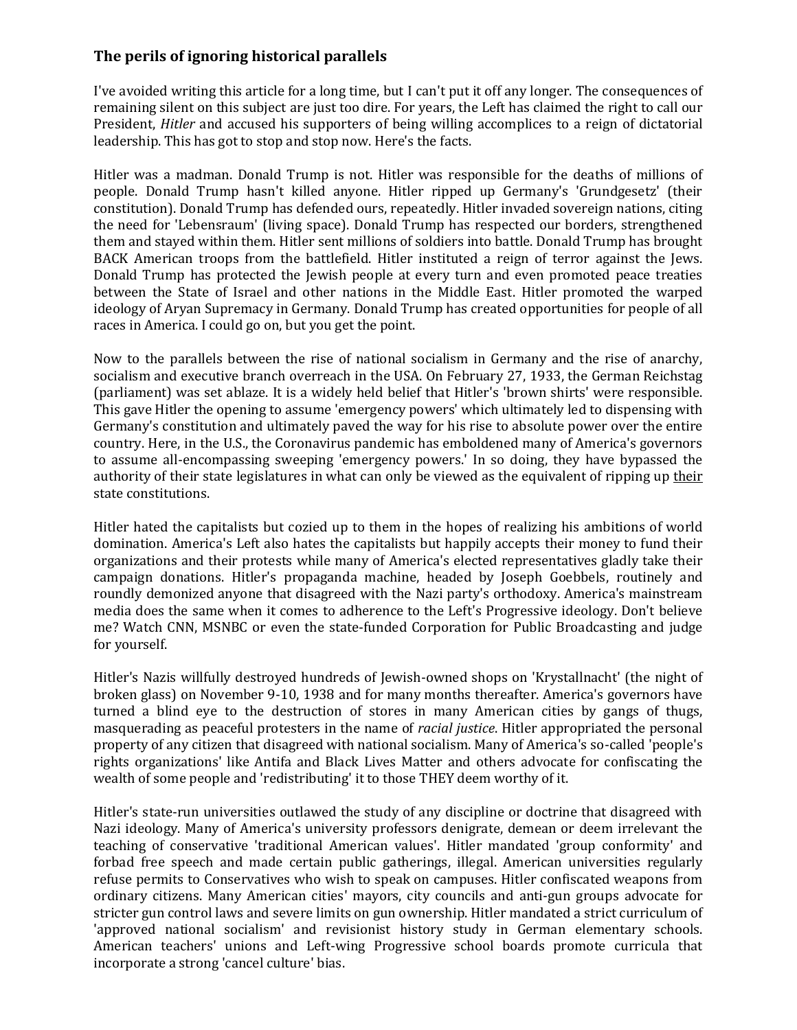## The perils of ignoring historical parallels

I've avoided writing this article for a long time, but I can't put it off any longer. The consequences of remaining silent on this subject are just too dire. For years, the Left has claimed the right to call our President, *Hitler* and accused his supporters of being willing accomplices to a reign of dictatorial leadership. This has got to stop and stop now. Here's the facts.

Hitler was a madman. Donald Trump is not. Hitler was responsible for the deaths of millions of people. Donald Trump hasn't killed anyone. Hitler ripped up Germany's 'Grundgesetz' (their constitution). Donald Trump has defended ours, repeatedly. Hitler invaded sovereign nations, citing the need for 'Lebensraum' (living space). Donald Trump has respected our borders, strengthened them and stayed within them. Hitler sent millions of soldiers into battle. Donald Trump has brought BACK American troops from the battlefield. Hitler instituted a reign of terror against the Jews. Donald Trump has protected the Jewish people at every turn and even promoted peace treaties between the State of Israel and other nations in the Middle East. Hitler promoted the warped ideology of Aryan Supremacy in Germany. Donald Trump has created opportunities for people of all races in America. I could go on, but you get the point.

Now to the parallels between the rise of national socialism in Germany and the rise of anarchy, socialism and executive branch overreach in the USA. On February 27, 1933, the German Reichstag (parliament) was set ablaze. It is a widely held belief that Hitler's 'brown shirts' were responsible. This gave Hitler the opening to assume 'emergency powers' which ultimately led to dispensing with Germany's constitution and ultimately paved the way for his rise to absolute power over the entire country. Here, in the U.S., the Coronavirus pandemic has emboldened many of America's governors to assume all-encompassing sweeping 'emergency powers.' In so doing, they have bypassed the authority of their state legislatures in what can only be viewed as the equivalent of ripping up <u>their</u> state constitutions.

Hitler hated the capitalists but cozied up to them in the hopes of realizing his ambitions of world domination. America's Left also hates the capitalists but happily accepts their money to fund their organizations and their protests while many of America's elected representatives gladly take their campaign donations. Hitler's propaganda machine, headed by Joseph Goebbels, routinely and roundly demonized anyone that disagreed with the Nazi party's orthodoxy. America's mainstream media does the same when it comes to adherence to the Left's Progressive ideology. Don't believe me? Watch CNN, MSNBC or even the state-funded Corporation for Public Broadcasting and judge for yourself.

Hitler's Nazis willfully destroyed hundreds of Jewish-owned shops on 'Krystallnacht' (the night of broken glass) on November 9-10, 1938 and for many months thereafter. America's governors have turned a blind eye to the destruction of stores in many American cities by gangs of thugs, masquerading as peaceful protesters in the name of *racial justice*. Hitler appropriated the personal property of any citizen that disagreed with national socialism. Many of America's so-called 'people's rights organizations' like Antifa and Black Lives Matter and others advocate for confiscating the wealth of some people and 'redistributing' it to those THEY deem worthy of it.

Hitler's state-run universities outlawed the study of any discipline or doctrine that disagreed with Nazi ideology. Many of America's university professors denigrate, demean or deem irrelevant the teaching of conservative 'traditional American values'. Hitler mandated 'group conformity' and forbad free speech and made certain public gatherings, illegal. American universities regularly refuse permits to Conservatives who wish to speak on campuses. Hitler confiscated weapons from ordinary citizens. Many American cities' mayors, city councils and anti-gun groups advocate for stricter gun control laws and severe limits on gun ownership. Hitler mandated a strict curriculum of 'approved national socialism' and revisionist history study in German elementary schools. American teachers' unions and Left-wing Progressive school boards promote curricula that incorporate a strong 'cancel culture' bias.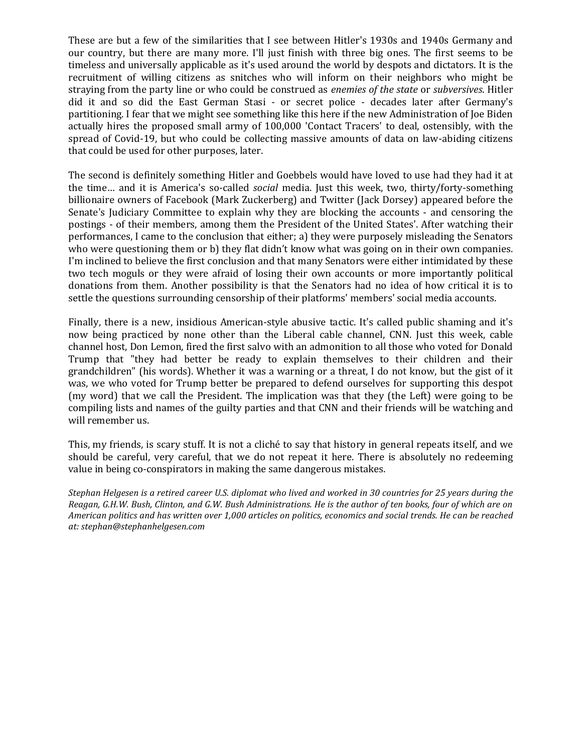These are but a few of the similarities that I see between Hitler's 1930s and 1940s Germany and our country, but there are many more. I'll just finish with three big ones. The first seems to be timeless and universally applicable as it's used around the world by despots and dictators. It is the recruitment of willing citizens as snitches who will inform on their neighbors who might be straying from the party line or who could be construed as *enemies of the state* or *subversives*. Hitler did it and so did the East German Stasi - or secret police - decades later after Germany's partitioning. I fear that we might see something like this here if the new Administration of Joe Biden actually hires the proposed small army of 100,000 'Contact Tracers' to deal, ostensibly, with the spread of Covid-19, but who could be collecting massive amounts of data on law-abiding citizens that could be used for other purposes, later.

The second is definitely something Hitler and Goebbels would have loved to use had they had it at the time… and it is America's so-called *social* media. Just this week, two, thirty/forty-something billionaire owners of Facebook (Mark Zuckerberg) and Twitter (Jack Dorsey) appeared before the Senate's Judiciary Committee to explain why they are blocking the accounts - and censoring the postings - of their members, among them the President of the United States'. After watching their performances, I came to the conclusion that either; a) they were purposely misleading the Senators who were questioning them or b) they flat didn't know what was going on in their own companies. I'm inclined to believe the first conclusion and that many Senators were either intimidated by these two tech moguls or they were afraid of losing their own accounts or more importantly political donations from them. Another possibility is that the Senators had no idea of how critical it is to settle the questions surrounding censorship of their platforms' members' social media accounts.

Finally, there is a new, insidious American-style abusive tactic. It's called public shaming and it's now being practiced by none other than the Liberal cable channel, CNN. Just this week, cable channel host, Don Lemon, fired the first salvo with an admonition to all those who voted for Donald Trump that "they had better be ready to explain themselves to their children and their grandchildren" (his words). Whether it was a warning or a threat, I do not know, but the gist of it was, we who voted for Trump better be prepared to defend ourselves for supporting this despot (my word) that we call the President. The implication was that they (the Left) were going to be compiling lists and names of the guilty parties and that CNN and their friends will be watching and will remember us.

This, my friends, is scary stuff. It is not a cliché to say that history in general repeats itself, and we should be careful, very careful, that we do not repeat it here. There is absolutely no redeeming value in being co-conspirators in making the same dangerous mistakes.

*Stephan Helgesen is a retired career U.S. diplomat who lived and worked in 30 countries for 25 years during the Reagan, G.H.W. Bush, Clinton, and G.W. Bush Administrations. He is the author of ten books, four of which are on American politics and has written over 1,000 articles on politics, economics and social trends. He can be reached at: stephan@stephanhelgesen.com*